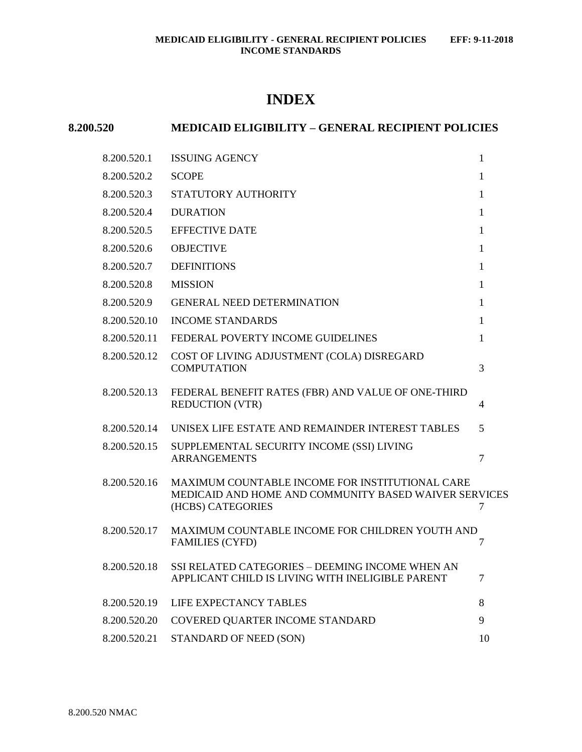# INDEX

## 8.200.520 MEDICAID ELIGIBILITY – GENERAL RECIPIENT POLICIES

| | | |
|---|---|---|
| 8.200.520.1 | ISSUING AGENCY | 1 |
| 8.200.520.2 | SCOPE | 1 |
| 8.200.520.3 | STATUTORY AUTHORITY | 1 |
| 8.200.520.4 | DURATION | 1 |
| 8.200.520.5 | EFFECTIVE DATE | 1 |
| 8.200.520.6 | OBJECTIVE | 1 |
| 8.200.520.7 | DEFINITIONS | 1 |
| 8.200.520.8 | MISSION | 1 |
| 8.200.520.9 | GENERAL NEED DETERMINATION | 1 |
| 8.200.520.10 | INCOME STANDARDS | 1 |
| 8.200.520.11 | FEDERAL POVERTY INCOME GUIDELINES | 1 |
| 8.200.520.12 | COST OF LIVING ADJUSTMENT (COLA) DISREGARD COMPUTATION | 3 |
| 8.200.520.13 | FEDERAL BENEFIT RATES (FBR) AND VALUE OF ONE-THIRD REDUCTION (VTR) | 4 |
| 8.200.520.14 | UNISEX LIFE ESTATE AND REMAINDER INTEREST TABLES | 5 |
| 8.200.520.15 | SUPPLEMENTAL SECURITY INCOME (SSI) LIVING ARRANGEMENTS | 7 |
| 8.200.520.16 | MAXIMUM COUNTABLE INCOME FOR INSTITUTIONAL CARE MEDICAID AND HOME AND COMMUNITY BASED WAIVER SERVICES (HCBS) CATEGORIES | 7 |
| 8.200.520.17 | MAXIMUM COUNTABLE INCOME FOR CHILDREN YOUTH AND FAMILIES (CYFD) | 7 |
| 8.200.520.18 | SSI RELATED CATEGORIES – DEEMING INCOME WHEN AN APPLICANT CHILD IS LIVING WITH INELIGIBLE PARENT | 7 |
| 8.200.520.19 | LIFE EXPECTANCY TABLES | 8 |
| 8.200.520.20 | COVERED QUARTER INCOME STANDARD | 9 |
| 8.200.520.21 | STANDARD OF NEED (SON) | 10 |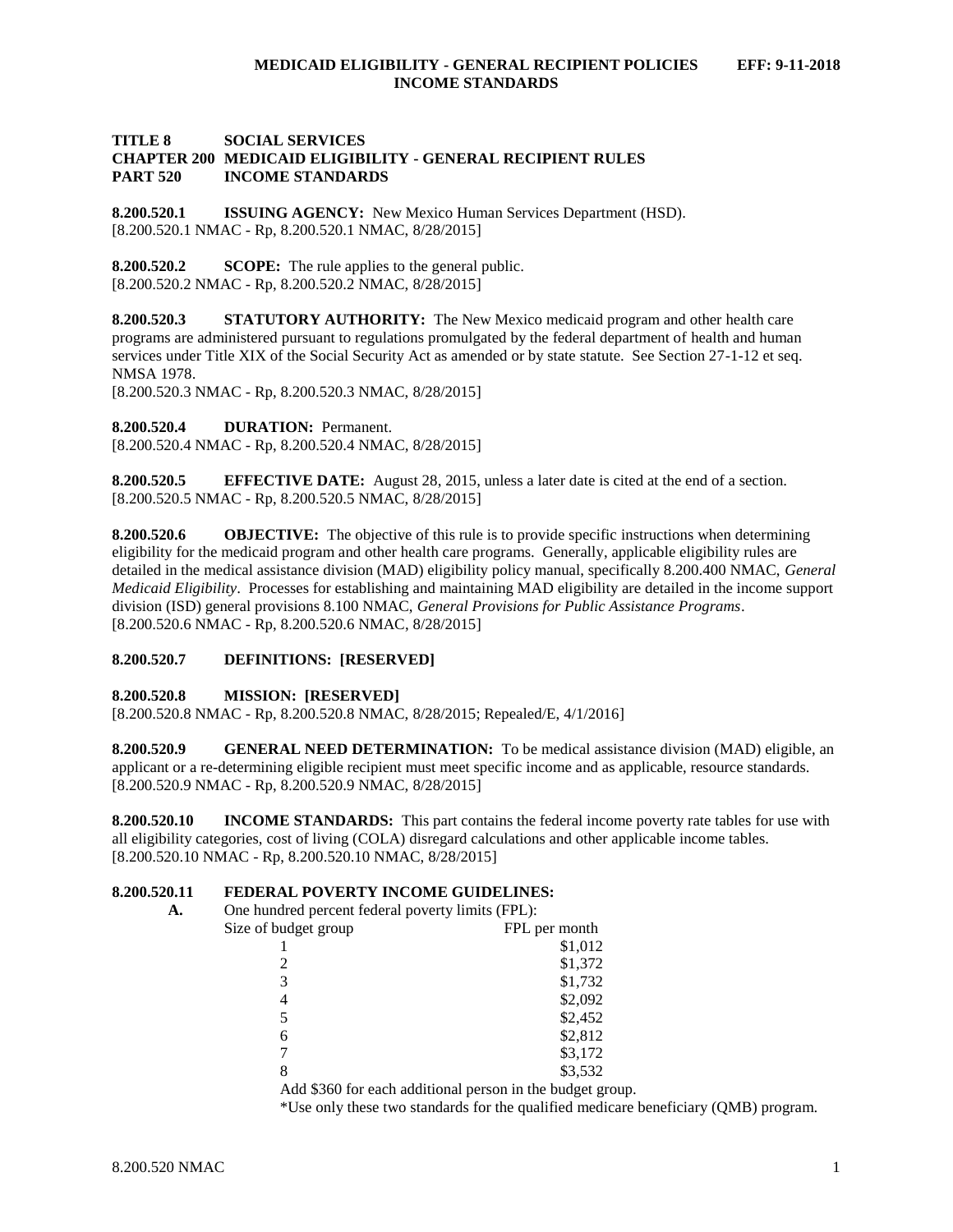# TITLE 8 SOCIAL SERVICES
## CHAPTER 200 MEDICAID ELIGIBILITY - GENERAL RECIPIENT RULES
## PART 520 INCOME STANDARDS

**8.200.520.1 ISSUING AGENCY:** New Mexico Human Services Department (HSD).
[8.200.520.1 NMAC - Rp, 8.200.520.1 NMAC, 8/28/2015]

**8.200.520.2 SCOPE:** The rule applies to the general public.
[8.200.520.2 NMAC - Rp, 8.200.520.2 NMAC, 8/28/2015]

**8.200.520.3 STATUTORY AUTHORITY:** The New Mexico medicaid program and other health care programs are administered pursuant to regulations promulgated by the federal department of health and human services under Title XIX of the Social Security Act as amended or by state statute. See Section 27-1-12 et seq. NMSA 1978.
[8.200.520.3 NMAC - Rp, 8.200.520.3 NMAC, 8/28/2015]

**8.200.520.4 DURATION:** Permanent.
[8.200.520.4 NMAC - Rp, 8.200.520.4 NMAC, 8/28/2015]

**8.200.520.5 EFFECTIVE DATE:** August 28, 2015, unless a later date is cited at the end of a section.
[8.200.520.5 NMAC - Rp, 8.200.520.5 NMAC, 8/28/2015]

**8.200.520.6 OBJECTIVE:** The objective of this rule is to provide specific instructions when determining eligibility for the medicaid program and other health care programs. Generally, applicable eligibility rules are detailed in the medical assistance division (MAD) eligibility policy manual, specifically 8.200.400 NMAC, *General Medicaid Eligibility*. Processes for establishing and maintaining MAD eligibility are detailed in the income support division (ISD) general provisions 8.100 NMAC, *General Provisions for Public Assistance Programs*.
[8.200.520.6 NMAC - Rp, 8.200.520.6 NMAC, 8/28/2015]

**8.200.520.7 DEFINITIONS: [RESERVED]**

**8.200.520.8 MISSION: [RESERVED]**
[8.200.520.8 NMAC - Rp, 8.200.520.8 NMAC, 8/28/2015; Repealed/E, 4/1/2016]

**8.200.520.9 GENERAL NEED DETERMINATION:** To be medical assistance division (MAD) eligible, an applicant or a re-determining eligible recipient must meet specific income and as applicable, resource standards.
[8.200.520.9 NMAC - Rp, 8.200.520.9 NMAC, 8/28/2015]

**8.200.520.10 INCOME STANDARDS:** This part contains the federal income poverty rate tables for use with all eligibility categories, cost of living (COLA) disregard calculations and other applicable income tables.
[8.200.520.10 NMAC - Rp, 8.200.520.10 NMAC, 8/28/2015]

**8.200.520.11 FEDERAL POVERTY INCOME GUIDELINES:**

**A.** One hundred percent federal poverty limits (FPL):

| Size of budget group | FPL per month |
|---|---|
| 1 | $1,012 |
| 2 | $1,372 |
| 3 | $1,732 |
| 4 | $2,092 |
| 5 | $2,452 |
| 6 | $2,812 |
| 7 | $3,172 |
| 8 | $3,532 |

Add $360 for each additional person in the budget group.

*Use only these two standards for the qualified medicare beneficiary (QMB) program.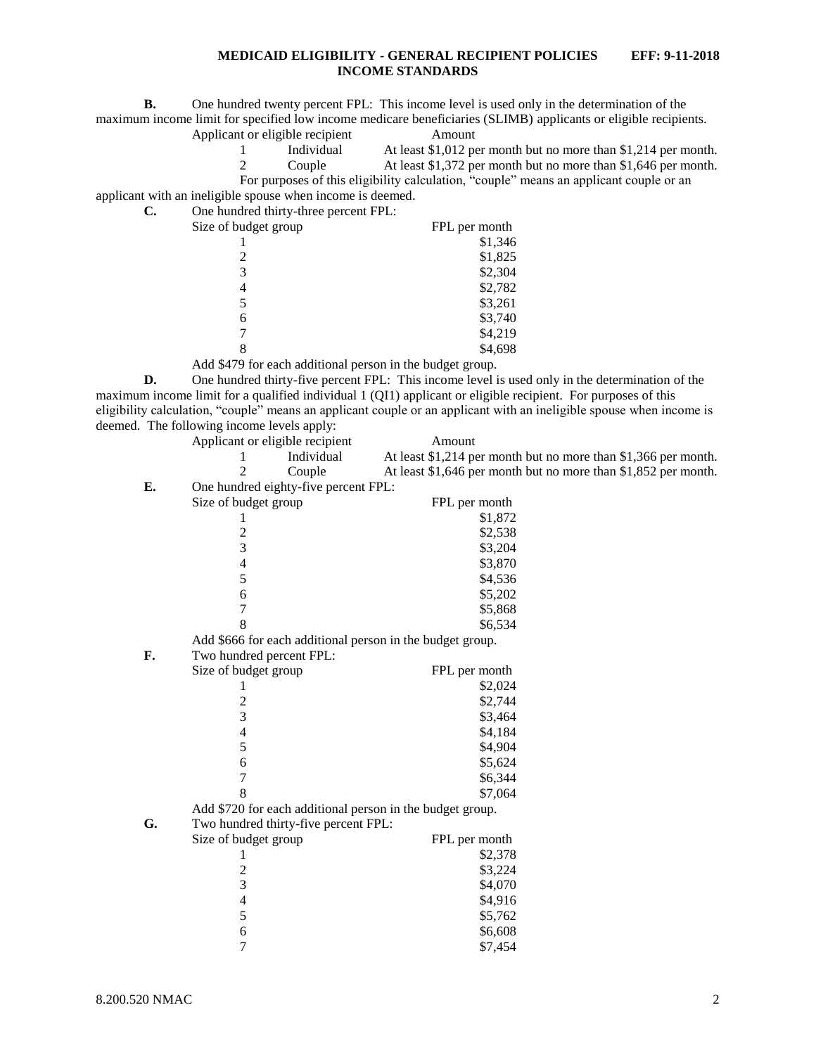**B.** One hundred twenty percent FPL: This income level is used only in the determination of the maximum income limit for specified low income medicare beneficiaries (SLIMB) applicants or eligible recipients.

| Applicant or eligible recipient | | Amount |
|---|---|---|
| 1 | Individual | At least $1,012 per month but no more than $1,214 per month. |
| 2 | Couple | At least $1,372 per month but no more than $1,646 per month. |

For purposes of this eligibility calculation, "couple" means an applicant couple or an applicant with an ineligible spouse when income is deemed.

**C.** One hundred thirty-three percent FPL:

| Size of budget group | FPL per month |
|---|---|
| 1 | $1,346 |
| 2 | $1,825 |
| 3 | $2,304 |
| 4 | $2,782 |
| 5 | $3,261 |
| 6 | $3,740 |
| 7 | $4,219 |
| 8 | $4,698 |

Add $479 for each additional person in the budget group.

**D.** One hundred thirty-five percent FPL: This income level is used only in the determination of the maximum income limit for a qualified individual 1 (QI1) applicant or eligible recipient. For purposes of this eligibility calculation, "couple" means an applicant couple or an applicant with an ineligible spouse when income is deemed. The following income levels apply:

| Applicant or eligible recipient | | Amount |
|---|---|---|
| 1 | Individual | At least $1,214 per month but no more than $1,366 per month. |
| 2 | Couple | At least $1,646 per month but no more than $1,852 per month. |

**E.** One hundred eighty-five percent FPL:

| Size of budget group | FPL per month |
|---|---|
| 1 | $1,872 |
| 2 | $2,538 |
| 3 | $3,204 |
| 4 | $3,870 |
| 5 | $4,536 |
| 6 | $5,202 |
| 7 | $5,868 |
| 8 | $6,534 |

Add $666 for each additional person in the budget group.

**F.** Two hundred percent FPL:

| Size of budget group | FPL per month |
|---|---|
| 1 | $2,024 |
| 2 | $2,744 |
| 3 | $3,464 |
| 4 | $4,184 |
| 5 | $4,904 |
| 6 | $5,624 |
| 7 | $6,344 |
| 8 | $7,064 |

Add $720 for each additional person in the budget group.

**G.** Two hundred thirty-five percent FPL:

| Size of budget group | FPL per month |
|---|---|
| 1 | $2,378 |
| 2 | $3,224 |
| 3 | $4,070 |
| 4 | $4,916 |
| 5 | $5,762 |
| 6 | $6,608 |
| 7 | $7,454 |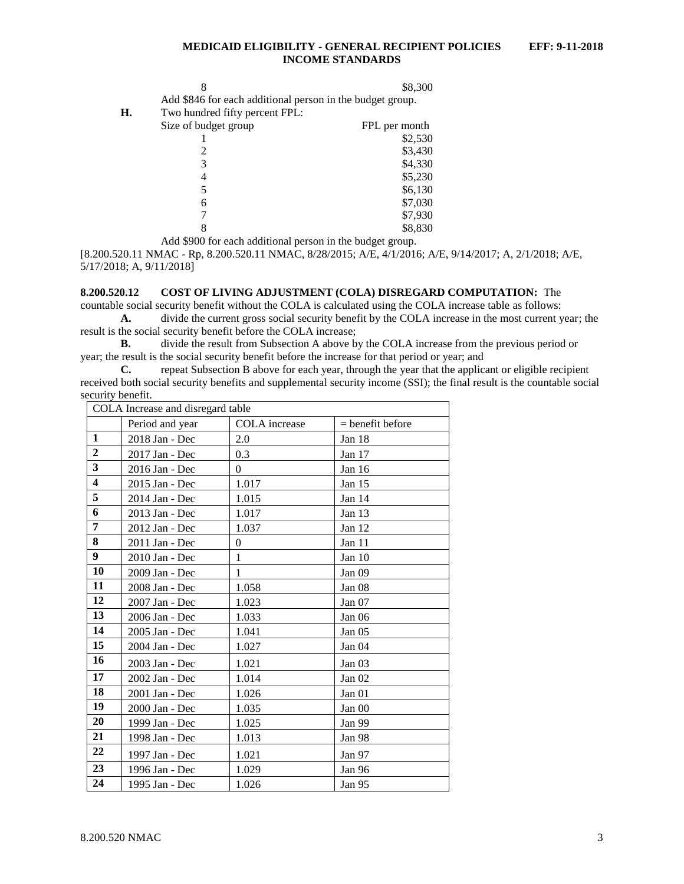| | |
|---|---|
| 8 | $8,300 |

Add $846 for each additional person in the budget group.

**H.** Two hundred fifty percent FPL:

| Size of budget group | FPL per month |
|---|---|
| 1 | $2,530 |
| 2 | $3,430 |
| 3 | $4,330 |
| 4 | $5,230 |
| 5 | $6,130 |
| 6 | $7,030 |
| 7 | $7,930 |
| 8 | $8,830 |

Add $900 for each additional person in the budget group.

[8.200.520.11 NMAC - Rp, 8.200.520.11 NMAC, 8/28/2015; A/E, 4/1/2016; A/E, 9/14/2017; A, 2/1/2018; A/E, 5/17/2018; A, 9/11/2018]

**8.200.520.12 COST OF LIVING ADJUSTMENT (COLA) DISREGARD COMPUTATION:** The countable social security benefit without the COLA is calculated using the COLA increase table as follows:

**A.** divide the current gross social security benefit by the COLA increase in the most current year; the result is the social security benefit before the COLA increase;

**B.** divide the result from Subsection A above by the COLA increase from the previous period or year; the result is the social security benefit before the increase for that period or year; and

**C.** repeat Subsection B above for each year, through the year that the applicant or eligible recipient received both social security benefits and supplemental security income (SSI); the final result is the countable social security benefit.

| COLA Increase and disregard table | | | |
|---|---|---|---|
| | Period and year | COLA increase | = benefit before |
| **1** | 2018 Jan - Dec | 2.0 | Jan 18 |
| **2** | 2017 Jan - Dec | 0.3 | Jan 17 |
| **3** | 2016 Jan - Dec | 0 | Jan 16 |
| **4** | 2015 Jan - Dec | 1.017 | Jan 15 |
| **5** | 2014 Jan - Dec | 1.015 | Jan 14 |
| **6** | 2013 Jan - Dec | 1.017 | Jan 13 |
| **7** | 2012 Jan - Dec | 1.037 | Jan 12 |
| **8** | 2011 Jan - Dec | 0 | Jan 11 |
| **9** | 2010 Jan - Dec | 1 | Jan 10 |
| **10** | 2009 Jan - Dec | 1 | Jan 09 |
| **11** | 2008 Jan - Dec | 1.058 | Jan 08 |
| **12** | 2007 Jan - Dec | 1.023 | Jan 07 |
| **13** | 2006 Jan - Dec | 1.033 | Jan 06 |
| **14** | 2005 Jan - Dec | 1.041 | Jan 05 |
| **15** | 2004 Jan - Dec | 1.027 | Jan 04 |
| **16** | 2003 Jan - Dec | 1.021 | Jan 03 |
| **17** | 2002 Jan - Dec | 1.014 | Jan 02 |
| **18** | 2001 Jan - Dec | 1.026 | Jan 01 |
| **19** | 2000 Jan - Dec | 1.035 | Jan 00 |
| **20** | 1999 Jan - Dec | 1.025 | Jan 99 |
| **21** | 1998 Jan - Dec | 1.013 | Jan 98 |
| **22** | 1997 Jan - Dec | 1.021 | Jan 97 |
| **23** | 1996 Jan - Dec | 1.029 | Jan 96 |
| **24** | 1995 Jan - Dec | 1.026 | Jan 95 |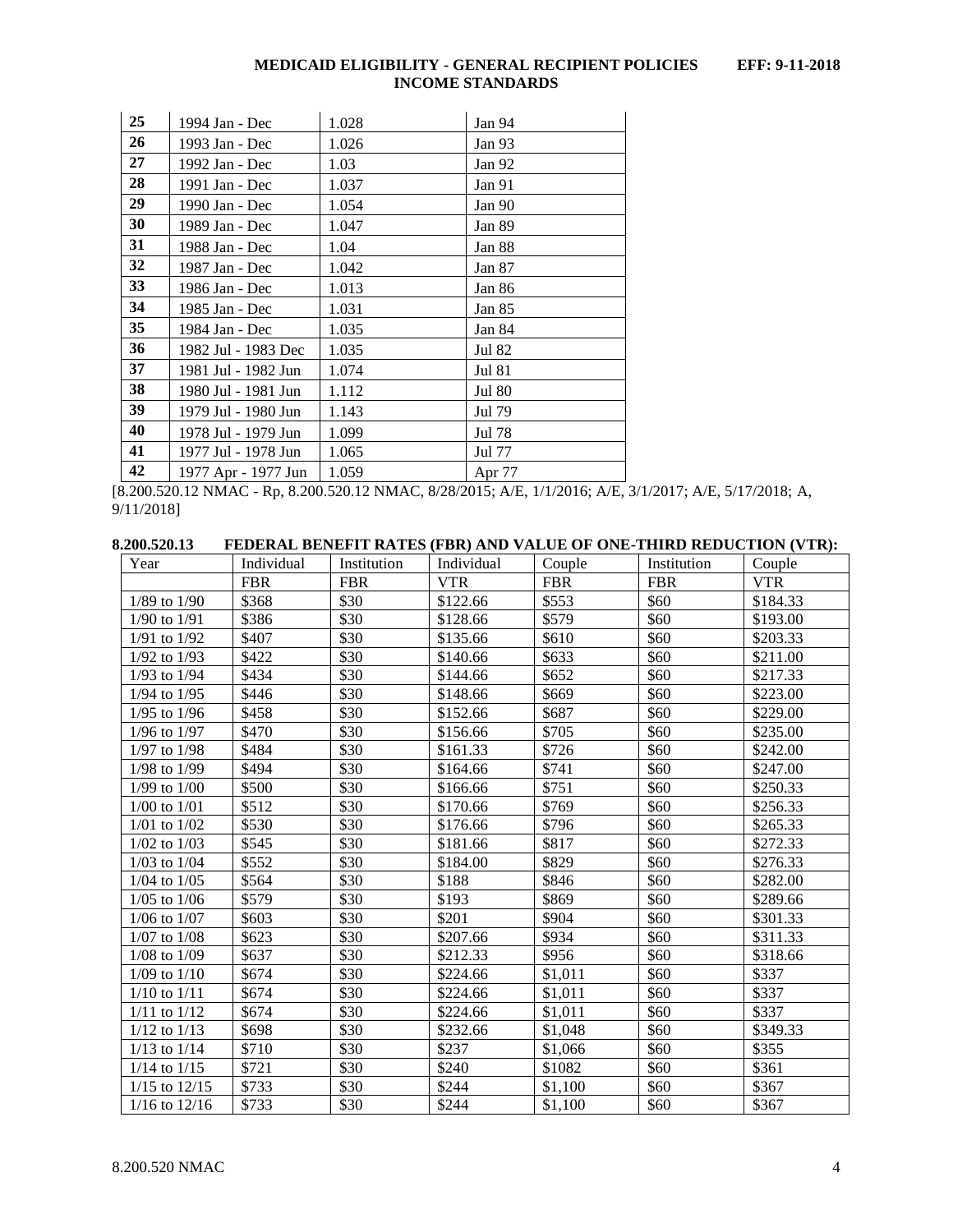| 25 | 1994 Jan - Dec | 1.028 | Jan 94 |
|---|---|---|---|
| 26 | 1993 Jan - Dec | 1.026 | Jan 93 |
| 27 | 1992 Jan - Dec | 1.03 | Jan 92 |
| 28 | 1991 Jan - Dec | 1.037 | Jan 91 |
| 29 | 1990 Jan - Dec | 1.054 | Jan 90 |
| 30 | 1989 Jan - Dec | 1.047 | Jan 89 |
| 31 | 1988 Jan - Dec | 1.04 | Jan 88 |
| 32 | 1987 Jan - Dec | 1.042 | Jan 87 |
| 33 | 1986 Jan - Dec | 1.013 | Jan 86 |
| 34 | 1985 Jan - Dec | 1.031 | Jan 85 |
| 35 | 1984 Jan - Dec | 1.035 | Jan 84 |
| 36 | 1982 Jul - 1983 Dec | 1.035 | Jul 82 |
| 37 | 1981 Jul - 1982 Jun | 1.074 | Jul 81 |
| 38 | 1980 Jul - 1981 Jun | 1.112 | Jul 80 |
| 39 | 1979 Jul - 1980 Jun | 1.143 | Jul 79 |
| 40 | 1978 Jul - 1979 Jun | 1.099 | Jul 78 |
| 41 | 1977 Jul - 1978 Jun | 1.065 | Jul 77 |
| 42 | 1977 Apr - 1977 Jun | 1.059 | Apr 77 |

[8.200.520.12 NMAC - Rp, 8.200.520.12 NMAC, 8/28/2015; A/E, 1/1/2016; A/E, 3/1/2017; A/E, 5/17/2018; A, 9/11/2018]

**8.200.520.13 FEDERAL BENEFIT RATES (FBR) AND VALUE OF ONE-THIRD REDUCTION (VTR):**

| Year | Individual FBR | Institution FBR | Individual VTR | Couple FBR | Institution FBR | Couple VTR |
|---|---|---|---|---|---|---|
| 1/89 to 1/90 | $368 | $30 | $122.66 | $553 | $60 | $184.33 |
| 1/90 to 1/91 | $386 | $30 | $128.66 | $579 | $60 | $193.00 |
| 1/91 to 1/92 | $407 | $30 | $135.66 | $610 | $60 | $203.33 |
| 1/92 to 1/93 | $422 | $30 | $140.66 | $633 | $60 | $211.00 |
| 1/93 to 1/94 | $434 | $30 | $144.66 | $652 | $60 | $217.33 |
| 1/94 to 1/95 | $446 | $30 | $148.66 | $669 | $60 | $223.00 |
| 1/95 to 1/96 | $458 | $30 | $152.66 | $687 | $60 | $229.00 |
| 1/96 to 1/97 | $470 | $30 | $156.66 | $705 | $60 | $235.00 |
| 1/97 to 1/98 | $484 | $30 | $161.33 | $726 | $60 | $242.00 |
| 1/98 to 1/99 | $494 | $30 | $164.66 | $741 | $60 | $247.00 |
| 1/99 to 1/00 | $500 | $30 | $166.66 | $751 | $60 | $250.33 |
| 1/00 to 1/01 | $512 | $30 | $170.66 | $769 | $60 | $256.33 |
| 1/01 to 1/02 | $530 | $30 | $176.66 | $796 | $60 | $265.33 |
| 1/02 to 1/03 | $545 | $30 | $181.66 | $817 | $60 | $272.33 |
| 1/03 to 1/04 | $552 | $30 | $184.00 | $829 | $60 | $276.33 |
| 1/04 to 1/05 | $564 | $30 | $188 | $846 | $60 | $282.00 |
| 1/05 to 1/06 | $579 | $30 | $193 | $869 | $60 | $289.66 |
| 1/06 to 1/07 | $603 | $30 | $201 | $904 | $60 | $301.33 |
| 1/07 to 1/08 | $623 | $30 | $207.66 | $934 | $60 | $311.33 |
| 1/08 to 1/09 | $637 | $30 | $212.33 | $956 | $60 | $318.66 |
| 1/09 to 1/10 | $674 | $30 | $224.66 | $1,011 | $60 | $337 |
| 1/10 to 1/11 | $674 | $30 | $224.66 | $1,011 | $60 | $337 |
| 1/11 to 1/12 | $674 | $30 | $224.66 | $1,011 | $60 | $337 |
| 1/12 to 1/13 | $698 | $30 | $232.66 | $1,048 | $60 | $349.33 |
| 1/13 to 1/14 | $710 | $30 | $237 | $1,066 | $60 | $355 |
| 1/14 to 1/15 | $721 | $30 | $240 | $1082 | $60 | $361 |
| 1/15 to 12/15 | $733 | $30 | $244 | $1,100 | $60 | $367 |
| 1/16 to 12/16 | $733 | $30 | $244 | $1,100 | $60 | $367 |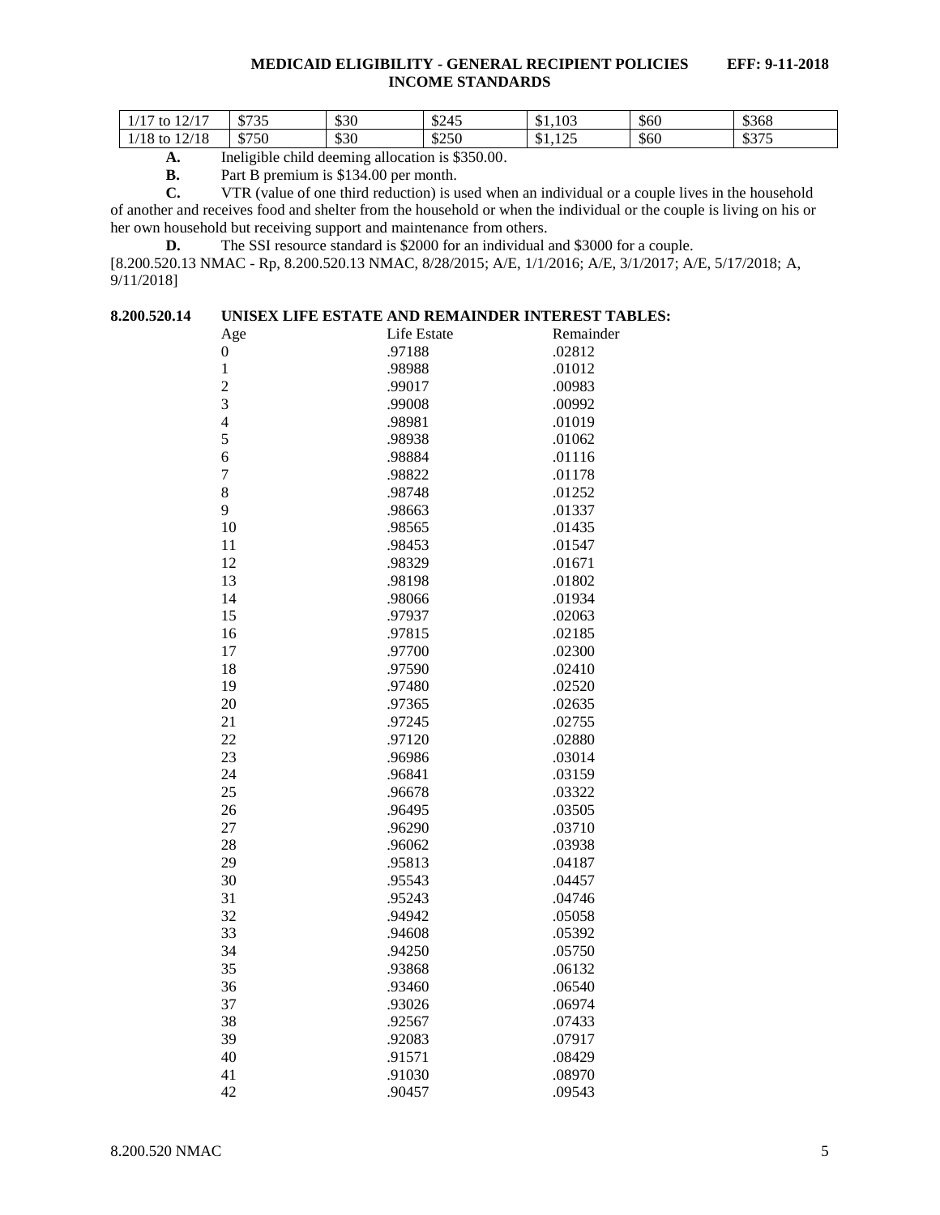| 1/17 to 12/17 | $735 | $30 | $245 | $1,103 | $60 | $368 |
|---|---|---|---|---|---|---|
| 1/18 to 12/18 | $750 | $30 | $250 | $1,125 | $60 | $375 |

**A.** Ineligible child deeming allocation is $350.00.

**B.** Part B premium is $134.00 per month.

**C.** VTR (value of one third reduction) is used when an individual or a couple lives in the household of another and receives food and shelter from the household or when the individual or the couple is living on his or her own household but receiving support and maintenance from others.

**D.** The SSI resource standard is $2000 for an individual and $3000 for a couple.

[8.200.520.13 NMAC - Rp, 8.200.520.13 NMAC, 8/28/2015; A/E, 1/1/2016; A/E, 3/1/2017; A/E, 5/17/2018; A, 9/11/2018]

**8.200.520.14 UNISEX LIFE ESTATE AND REMAINDER INTEREST TABLES:**

| Age | Life Estate | Remainder |
|---|---|---|
| 0 | .97188 | .02812 |
| 1 | .98988 | .01012 |
| 2 | .99017 | .00983 |
| 3 | .99008 | .00992 |
| 4 | .98981 | .01019 |
| 5 | .98938 | .01062 |
| 6 | .98884 | .01116 |
| 7 | .98822 | .01178 |
| 8 | .98748 | .01252 |
| 9 | .98663 | .01337 |
| 10 | .98565 | .01435 |
| 11 | .98453 | .01547 |
| 12 | .98329 | .01671 |
| 13 | .98198 | .01802 |
| 14 | .98066 | .01934 |
| 15 | .97937 | .02063 |
| 16 | .97815 | .02185 |
| 17 | .97700 | .02300 |
| 18 | .97590 | .02410 |
| 19 | .97480 | .02520 |
| 20 | .97365 | .02635 |
| 21 | .97245 | .02755 |
| 22 | .97120 | .02880 |
| 23 | .96986 | .03014 |
| 24 | .96841 | .03159 |
| 25 | .96678 | .03322 |
| 26 | .96495 | .03505 |
| 27 | .96290 | .03710 |
| 28 | .96062 | .03938 |
| 29 | .95813 | .04187 |
| 30 | .95543 | .04457 |
| 31 | .95243 | .04746 |
| 32 | .94942 | .05058 |
| 33 | .94608 | .05392 |
| 34 | .94250 | .05750 |
| 35 | .93868 | .06132 |
| 36 | .93460 | .06540 |
| 37 | .93026 | .06974 |
| 38 | .92567 | .07433 |
| 39 | .92083 | .07917 |
| 40 | .91571 | .08429 |
| 41 | .91030 | .08970 |
| 42 | .90457 | .09543 |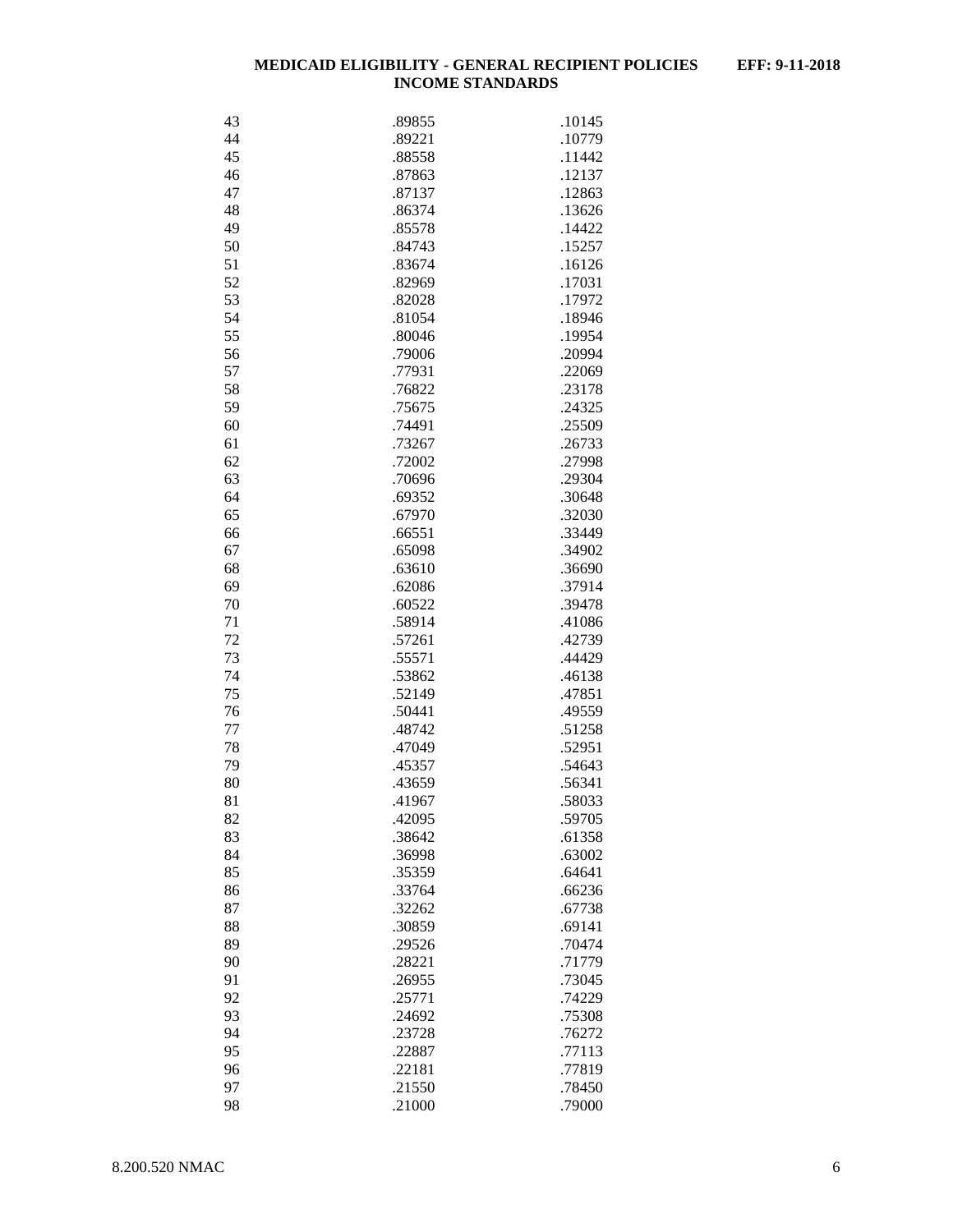| | | |
|---|---|---|
| 43 | .89855 | .10145 |
| 44 | .89221 | .10779 |
| 45 | .88558 | .11442 |
| 46 | .87863 | .12137 |
| 47 | .87137 | .12863 |
| 48 | .86374 | .13626 |
| 49 | .85578 | .14422 |
| 50 | .84743 | .15257 |
| 51 | .83674 | .16126 |
| 52 | .82969 | .17031 |
| 53 | .82028 | .17972 |
| 54 | .81054 | .18946 |
| 55 | .80046 | .19954 |
| 56 | .79006 | .20994 |
| 57 | .77931 | .22069 |
| 58 | .76822 | .23178 |
| 59 | .75675 | .24325 |
| 60 | .74491 | .25509 |
| 61 | .73267 | .26733 |
| 62 | .72002 | .27998 |
| 63 | .70696 | .29304 |
| 64 | .69352 | .30648 |
| 65 | .67970 | .32030 |
| 66 | .66551 | .33449 |
| 67 | .65098 | .34902 |
| 68 | .63610 | .36690 |
| 69 | .62086 | .37914 |
| 70 | .60522 | .39478 |
| 71 | .58914 | .41086 |
| 72 | .57261 | .42739 |
| 73 | .55571 | .44429 |
| 74 | .53862 | .46138 |
| 75 | .52149 | .47851 |
| 76 | .50441 | .49559 |
| 77 | .48742 | .51258 |
| 78 | .47049 | .52951 |
| 79 | .45357 | .54643 |
| 80 | .43659 | .56341 |
| 81 | .41967 | .58033 |
| 82 | .42095 | .59705 |
| 83 | .38642 | .61358 |
| 84 | .36998 | .63002 |
| 85 | .35359 | .64641 |
| 86 | .33764 | .66236 |
| 87 | .32262 | .67738 |
| 88 | .30859 | .69141 |
| 89 | .29526 | .70474 |
| 90 | .28221 | .71779 |
| 91 | .26955 | .73045 |
| 92 | .25771 | .74229 |
| 93 | .24692 | .75308 |
| 94 | .23728 | .76272 |
| 95 | .22887 | .77113 |
| 96 | .22181 | .77819 |
| 97 | .21550 | .78450 |
| 98 | .21000 | .79000 |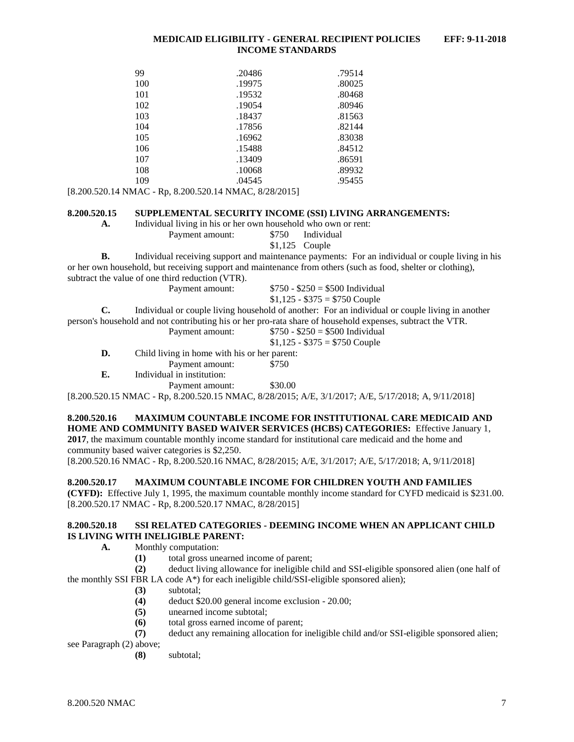| | | |
|---|---|---|
| 99 | .20486 | .79514 |
| 100 | .19975 | .80025 |
| 101 | .19532 | .80468 |
| 102 | .19054 | .80946 |
| 103 | .18437 | .81563 |
| 104 | .17856 | .82144 |
| 105 | .16962 | .83038 |
| 106 | .15488 | .84512 |
| 107 | .13409 | .86591 |
| 108 | .10068 | .89932 |
| 109 | .04545 | .95455 |

[8.200.520.14 NMAC - Rp, 8.200.520.14 NMAC, 8/28/2015]

**8.200.520.15 SUPPLEMENTAL SECURITY INCOME (SSI) LIVING ARRANGEMENTS:**

**A.** Individual living in his or her own household who own or rent:

Payment amount: $750 Individual
$1,125 Couple

**B.** Individual receiving support and maintenance payments: For an individual or couple living in his or her own household, but receiving support and maintenance from others (such as food, shelter or clothing), subtract the value of one third reduction (VTR).

Payment amount: $750 - $250 = $500 Individual
$1,125 - $375 = $750 Couple

**C.** Individual or couple living household of another: For an individual or couple living in another person's household and not contributing his or her pro-rata share of household expenses, subtract the VTR.

Payment amount: $750 - $250 = $500 Individual
$1,125 - $375 = $750 Couple

**D.** Child living in home with his or her parent:

Payment amount: $750

**E.** Individual in institution:

Payment amount: $30.00

[8.200.520.15 NMAC - Rp, 8.200.520.15 NMAC, 8/28/2015; A/E, 3/1/2017; A/E, 5/17/2018; A, 9/11/2018]

**8.200.520.16 MAXIMUM COUNTABLE INCOME FOR INSTITUTIONAL CARE MEDICAID AND HOME AND COMMUNITY BASED WAIVER SERVICES (HCBS) CATEGORIES:** Effective January 1, **2017**, the maximum countable monthly income standard for institutional care medicaid and the home and community based waiver categories is $2,250.

[8.200.520.16 NMAC - Rp, 8.200.520.16 NMAC, 8/28/2015; A/E, 3/1/2017; A/E, 5/17/2018; A, 9/11/2018]

**8.200.520.17 MAXIMUM COUNTABLE INCOME FOR CHILDREN YOUTH AND FAMILIES (CYFD):** Effective July 1, 1995, the maximum countable monthly income standard for CYFD medicaid is $231.00.

[8.200.520.17 NMAC - Rp, 8.200.520.17 NMAC, 8/28/2015]

**8.200.520.18 SSI RELATED CATEGORIES - DEEMING INCOME WHEN AN APPLICANT CHILD IS LIVING WITH INELIGIBLE PARENT:**

**A.** Monthly computation:

**(1)** total gross unearned income of parent;

**(2)** deduct living allowance for ineligible child and SSI-eligible sponsored alien (one half of the monthly SSI FBR LA code A*) for each ineligible child/SSI-eligible sponsored alien);

**(3)** subtotal;

**(4)** deduct $20.00 general income exclusion - 20.00;

**(5)** unearned income subtotal;

**(6)** total gross earned income of parent;

**(7)** deduct any remaining allocation for ineligible child and/or SSI-eligible sponsored alien; see Paragraph (2) above;

**(8)** subtotal;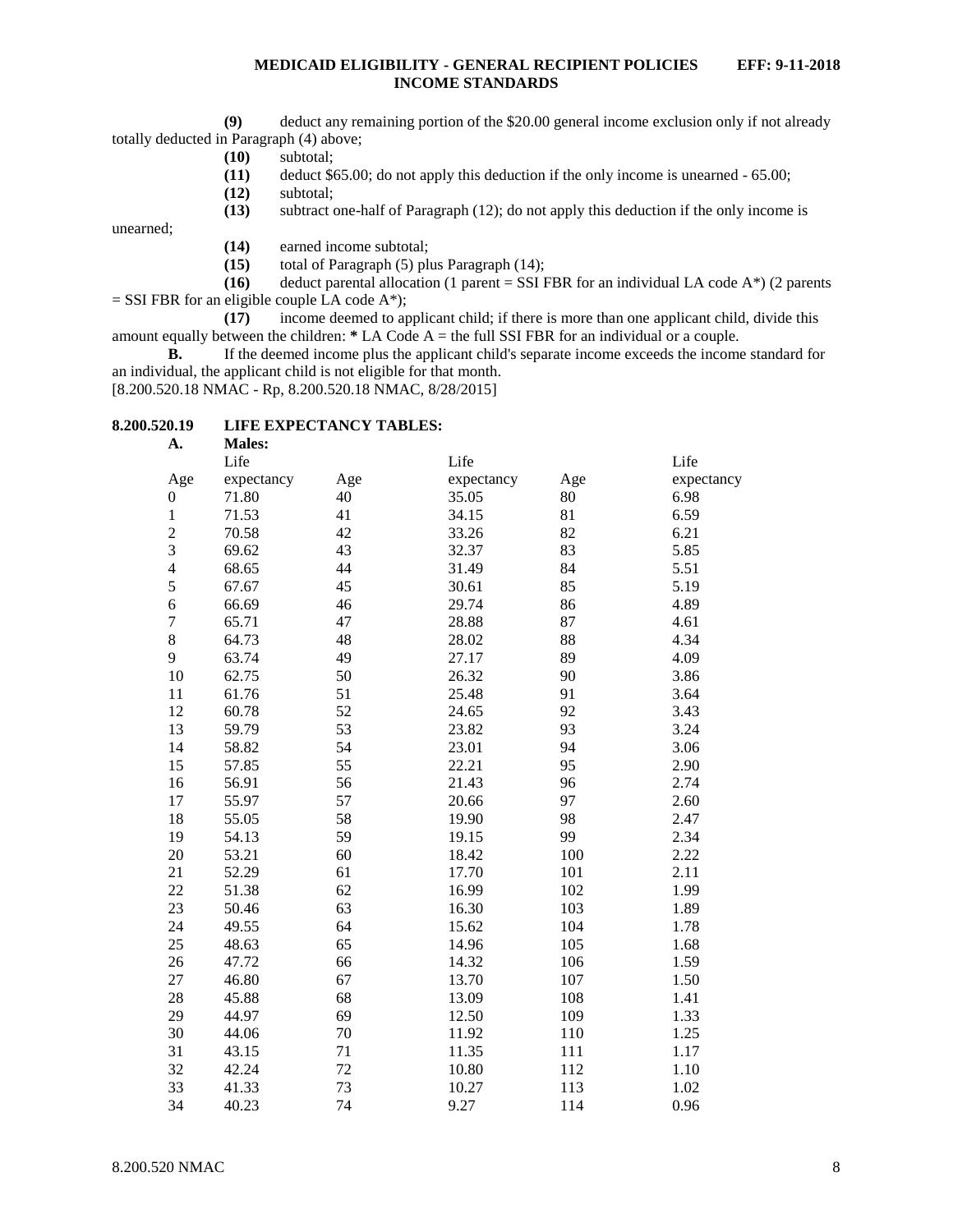**(9)** deduct any remaining portion of the $20.00 general income exclusion only if not already totally deducted in Paragraph (4) above;

**(10)** subtotal;

**(11)** deduct $65.00; do not apply this deduction if the only income is unearned - 65.00;

**(12)** subtotal;

**(13)** subtract one-half of Paragraph (12); do not apply this deduction if the only income is unearned;

**(14)** earned income subtotal;

**(15)** total of Paragraph (5) plus Paragraph (14);

**(16)** deduct parental allocation (1 parent = SSI FBR for an individual LA code A*) (2 parents = SSI FBR for an eligible couple LA code A*);

**(17)** income deemed to applicant child; if there is more than one applicant child, divide this amount equally between the children: * LA Code A = the full SSI FBR for an individual or a couple.

**B.** If the deemed income plus the applicant child's separate income exceeds the income standard for an individual, the applicant child is not eligible for that month.

[8.200.520.18 NMAC - Rp, 8.200.520.18 NMAC, 8/28/2015]

**8.200.520.19 LIFE EXPECTANCY TABLES:**

**A. Males:**

| Age | Life expectancy | Age | Life expectancy | Age | Life expectancy |
|---|---|---|---|---|---|
| 0 | 71.80 | 40 | 35.05 | 80 | 6.98 |
| 1 | 71.53 | 41 | 34.15 | 81 | 6.59 |
| 2 | 70.58 | 42 | 33.26 | 82 | 6.21 |
| 3 | 69.62 | 43 | 32.37 | 83 | 5.85 |
| 4 | 68.65 | 44 | 31.49 | 84 | 5.51 |
| 5 | 67.67 | 45 | 30.61 | 85 | 5.19 |
| 6 | 66.69 | 46 | 29.74 | 86 | 4.89 |
| 7 | 65.71 | 47 | 28.88 | 87 | 4.61 |
| 8 | 64.73 | 48 | 28.02 | 88 | 4.34 |
| 9 | 63.74 | 49 | 27.17 | 89 | 4.09 |
| 10 | 62.75 | 50 | 26.32 | 90 | 3.86 |
| 11 | 61.76 | 51 | 25.48 | 91 | 3.64 |
| 12 | 60.78 | 52 | 24.65 | 92 | 3.43 |
| 13 | 59.79 | 53 | 23.82 | 93 | 3.24 |
| 14 | 58.82 | 54 | 23.01 | 94 | 3.06 |
| 15 | 57.85 | 55 | 22.21 | 95 | 2.90 |
| 16 | 56.91 | 56 | 21.43 | 96 | 2.74 |
| 17 | 55.97 | 57 | 20.66 | 97 | 2.60 |
| 18 | 55.05 | 58 | 19.90 | 98 | 2.47 |
| 19 | 54.13 | 59 | 19.15 | 99 | 2.34 |
| 20 | 53.21 | 60 | 18.42 | 100 | 2.22 |
| 21 | 52.29 | 61 | 17.70 | 101 | 2.11 |
| 22 | 51.38 | 62 | 16.99 | 102 | 1.99 |
| 23 | 50.46 | 63 | 16.30 | 103 | 1.89 |
| 24 | 49.55 | 64 | 15.62 | 104 | 1.78 |
| 25 | 48.63 | 65 | 14.96 | 105 | 1.68 |
| 26 | 47.72 | 66 | 14.32 | 106 | 1.59 |
| 27 | 46.80 | 67 | 13.70 | 107 | 1.50 |
| 28 | 45.88 | 68 | 13.09 | 108 | 1.41 |
| 29 | 44.97 | 69 | 12.50 | 109 | 1.33 |
| 30 | 44.06 | 70 | 11.92 | 110 | 1.25 |
| 31 | 43.15 | 71 | 11.35 | 111 | 1.17 |
| 32 | 42.24 | 72 | 10.80 | 112 | 1.10 |
| 33 | 41.33 | 73 | 10.27 | 113 | 1.02 |
| 34 | 40.23 | 74 | 9.27 | 114 | 0.96 |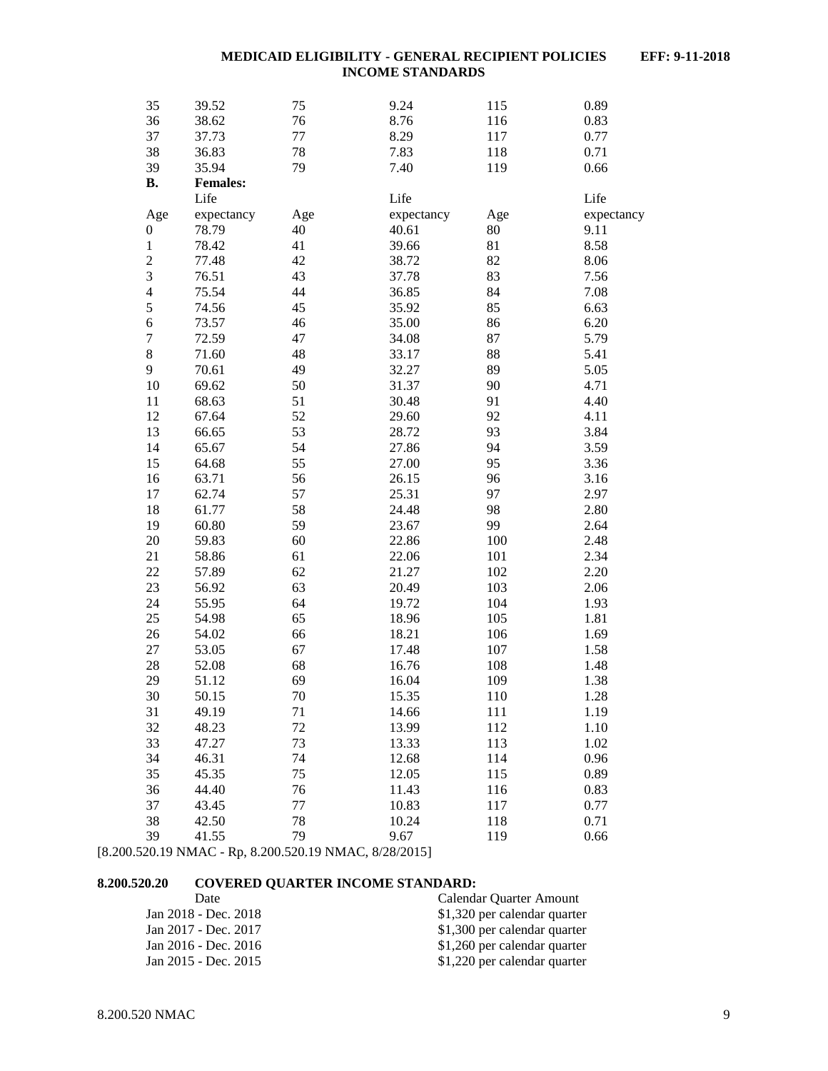| | | | | | |
|---|---|---|---|---|---|
| 35 | 39.52 | 75 | 9.24 | 115 | 0.89 |
| 36 | 38.62 | 76 | 8.76 | 116 | 0.83 |
| 37 | 37.73 | 77 | 8.29 | 117 | 0.77 |
| 38 | 36.83 | 78 | 7.83 | 118 | 0.71 |
| 39 | 35.94 | 79 | 7.40 | 119 | 0.66 |

**B.** **Females:**

| Age | Life expectancy | Age | Life expectancy | Age | Life expectancy |
|---|---|---|---|---|---|
| 0 | 78.79 | 40 | 40.61 | 80 | 9.11 |
| 1 | 78.42 | 41 | 39.66 | 81 | 8.58 |
| 2 | 77.48 | 42 | 38.72 | 82 | 8.06 |
| 3 | 76.51 | 43 | 37.78 | 83 | 7.56 |
| 4 | 75.54 | 44 | 36.85 | 84 | 7.08 |
| 5 | 74.56 | 45 | 35.92 | 85 | 6.63 |
| 6 | 73.57 | 46 | 35.00 | 86 | 6.20 |
| 7 | 72.59 | 47 | 34.08 | 87 | 5.79 |
| 8 | 71.60 | 48 | 33.17 | 88 | 5.41 |
| 9 | 70.61 | 49 | 32.27 | 89 | 5.05 |
| 10 | 69.62 | 50 | 31.37 | 90 | 4.71 |
| 11 | 68.63 | 51 | 30.48 | 91 | 4.40 |
| 12 | 67.64 | 52 | 29.60 | 92 | 4.11 |
| 13 | 66.65 | 53 | 28.72 | 93 | 3.84 |
| 14 | 65.67 | 54 | 27.86 | 94 | 3.59 |
| 15 | 64.68 | 55 | 27.00 | 95 | 3.36 |
| 16 | 63.71 | 56 | 26.15 | 96 | 3.16 |
| 17 | 62.74 | 57 | 25.31 | 97 | 2.97 |
| 18 | 61.77 | 58 | 24.48 | 98 | 2.80 |
| 19 | 60.80 | 59 | 23.67 | 99 | 2.64 |
| 20 | 59.83 | 60 | 22.86 | 100 | 2.48 |
| 21 | 58.86 | 61 | 22.06 | 101 | 2.34 |
| 22 | 57.89 | 62 | 21.27 | 102 | 2.20 |
| 23 | 56.92 | 63 | 20.49 | 103 | 2.06 |
| 24 | 55.95 | 64 | 19.72 | 104 | 1.93 |
| 25 | 54.98 | 65 | 18.96 | 105 | 1.81 |
| 26 | 54.02 | 66 | 18.21 | 106 | 1.69 |
| 27 | 53.05 | 67 | 17.48 | 107 | 1.58 |
| 28 | 52.08 | 68 | 16.76 | 108 | 1.48 |
| 29 | 51.12 | 69 | 16.04 | 109 | 1.38 |
| 30 | 50.15 | 70 | 15.35 | 110 | 1.28 |
| 31 | 49.19 | 71 | 14.66 | 111 | 1.19 |
| 32 | 48.23 | 72 | 13.99 | 112 | 1.10 |
| 33 | 47.27 | 73 | 13.33 | 113 | 1.02 |
| 34 | 46.31 | 74 | 12.68 | 114 | 0.96 |
| 35 | 45.35 | 75 | 12.05 | 115 | 0.89 |
| 36 | 44.40 | 76 | 11.43 | 116 | 0.83 |
| 37 | 43.45 | 77 | 10.83 | 117 | 0.77 |
| 38 | 42.50 | 78 | 10.24 | 118 | 0.71 |
| 39 | 41.55 | 79 | 9.67 | 119 | 0.66 |

[8.200.520.19 NMAC - Rp, 8.200.520.19 NMAC, 8/28/2015]

**8.200.520.20 COVERED QUARTER INCOME STANDARD:**

| Date | Calendar Quarter Amount |
|---|---|
| Jan 2018 - Dec. 2018 | $1,320 per calendar quarter |
| Jan 2017 - Dec. 2017 | $1,300 per calendar quarter |
| Jan 2016 - Dec. 2016 | $1,260 per calendar quarter |
| Jan 2015 - Dec. 2015 | $1,220 per calendar quarter |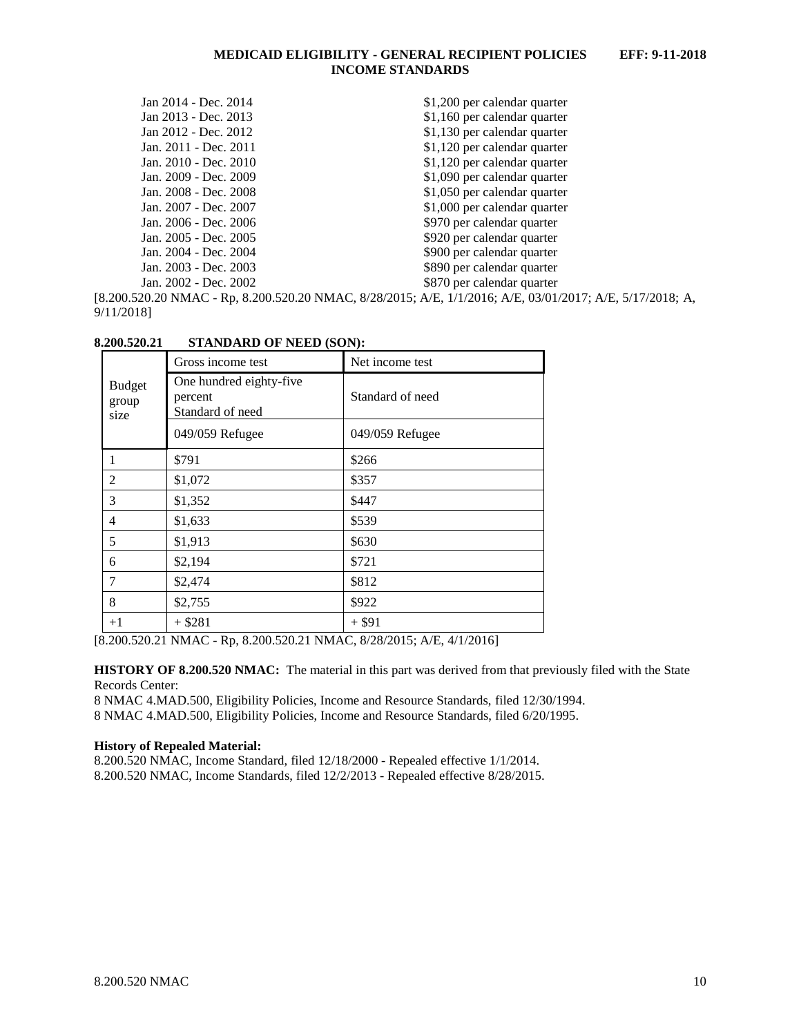| | |
|---|---|
| Jan 2014 - Dec. 2014 | $1,200 per calendar quarter |
| Jan 2013 - Dec. 2013 | $1,160 per calendar quarter |
| Jan 2012 - Dec. 2012 | $1,130 per calendar quarter |
| Jan. 2011 - Dec. 2011 | $1,120 per calendar quarter |
| Jan. 2010 - Dec. 2010 | $1,120 per calendar quarter |
| Jan. 2009 - Dec. 2009 | $1,090 per calendar quarter |
| Jan. 2008 - Dec. 2008 | $1,050 per calendar quarter |
| Jan. 2007 - Dec. 2007 | $1,000 per calendar quarter |
| Jan. 2006 - Dec. 2006 | $970 per calendar quarter |
| Jan. 2005 - Dec. 2005 | $920 per calendar quarter |
| Jan. 2004 - Dec. 2004 | $900 per calendar quarter |
| Jan. 2003 - Dec. 2003 | $890 per calendar quarter |
| Jan. 2002 - Dec. 2002 | $870 per calendar quarter |

[8.200.520.20 NMAC - Rp, 8.200.520.20 NMAC, 8/28/2015; A/E, 1/1/2016; A/E, 03/01/2017; A/E, 5/17/2018; A, 9/11/2018]

**8.200.520.21 STANDARD OF NEED (SON):**

| Budget group size | Gross income test | Net income test |
|---|---|---|
| | One hundred eighty-five percent Standard of need | Standard of need |
| | 049/059 Refugee | 049/059 Refugee |
| 1 | $791 | $266 |
| 2 | $1,072 | $357 |
| 3 | $1,352 | $447 |
| 4 | $1,633 | $539 |
| 5 | $1,913 | $630 |
| 6 | $2,194 | $721 |
| 7 | $2,474 | $812 |
| 8 | $2,755 | $922 |
| +1 | + $281 | + $91 |

[8.200.520.21 NMAC - Rp, 8.200.520.21 NMAC, 8/28/2015; A/E, 4/1/2016]

**HISTORY OF 8.200.520 NMAC:** The material in this part was derived from that previously filed with the State Records Center:
8 NMAC 4.MAD.500, Eligibility Policies, Income and Resource Standards, filed 12/30/1994.
8 NMAC 4.MAD.500, Eligibility Policies, Income and Resource Standards, filed 6/20/1995.

**History of Repealed Material:**
8.200.520 NMAC, Income Standard, filed 12/18/2000 - Repealed effective 1/1/2014.
8.200.520 NMAC, Income Standards, filed 12/2/2013 - Repealed effective 8/28/2015.